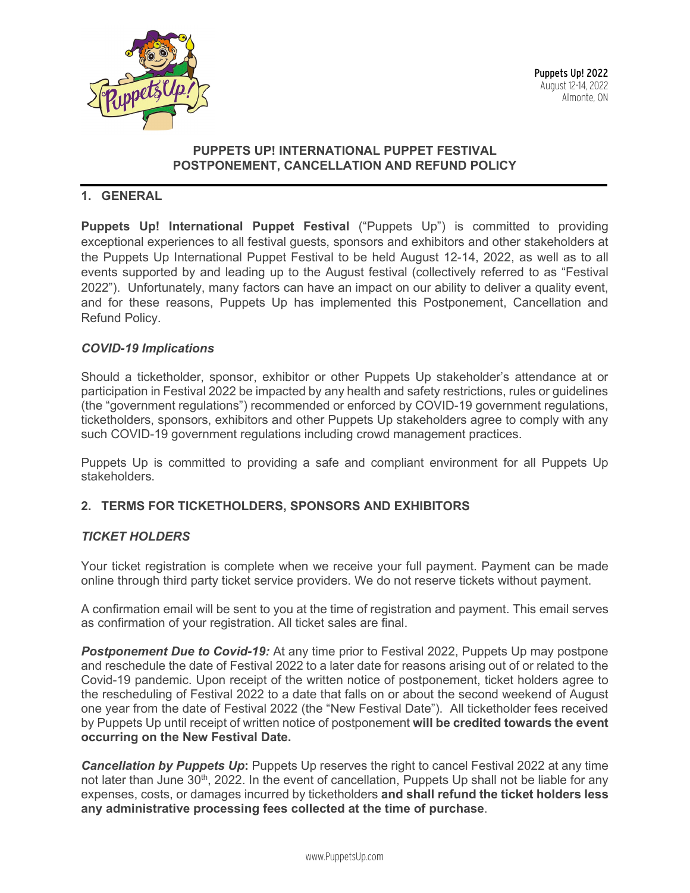Puppets Up! 2022
August 12-14, 2022
Almonte, ON

# PUPPETS UP! INTERNATIONAL PUPPET FESTIVAL
# POSTPONEMENT, CANCELLATION AND REFUND POLICY

## 1. GENERAL

**Puppets Up! International Puppet Festival** ("Puppets Up") is committed to providing exceptional experiences to all festival guests, sponsors and exhibitors and other stakeholders at the Puppets Up International Puppet Festival to be held August 12-14, 2022, as well as to all events supported by and leading up to the August festival (collectively referred to as "Festival 2022"). Unfortunately, many factors can have an impact on our ability to deliver a quality event, and for these reasons, Puppets Up has implemented this Postponement, Cancellation and Refund Policy.

### *COVID-19 Implications*

Should a ticketholder, sponsor, exhibitor or other Puppets Up stakeholder's attendance at or participation in Festival 2022 be impacted by any health and safety restrictions, rules or guidelines (the "government regulations") recommended or enforced by COVID-19 government regulations, ticketholders, sponsors, exhibitors and other Puppets Up stakeholders agree to comply with any such COVID-19 government regulations including crowd management practices.

Puppets Up is committed to providing a safe and compliant environment for all Puppets Up stakeholders.

## 2. TERMS FOR TICKETHOLDERS, SPONSORS AND EXHIBITORS

### *TICKET HOLDERS*

Your ticket registration is complete when we receive your full payment. Payment can be made online through third party ticket service providers. We do not reserve tickets without payment.

A confirmation email will be sent to you at the time of registration and payment. This email serves as confirmation of your registration. All ticket sales are final.

***Postponement Due to Covid-19:*** At any time prior to Festival 2022, Puppets Up may postpone and reschedule the date of Festival 2022 to a later date for reasons arising out of or related to the Covid-19 pandemic. Upon receipt of the written notice of postponement, ticket holders agree to the rescheduling of Festival 2022 to a date that falls on or about the second weekend of August one year from the date of Festival 2022 (the "New Festival Date"). All ticketholder fees received by Puppets Up until receipt of written notice of postponement **will be credited towards the event occurring on the New Festival Date.**

***Cancellation by Puppets Up*:** Puppets Up reserves the right to cancel Festival 2022 at any time not later than June 30th, 2022. In the event of cancellation, Puppets Up shall not be liable for any expenses, costs, or damages incurred by ticketholders **and shall refund the ticket holders less any administrative processing fees collected at the time of purchase**.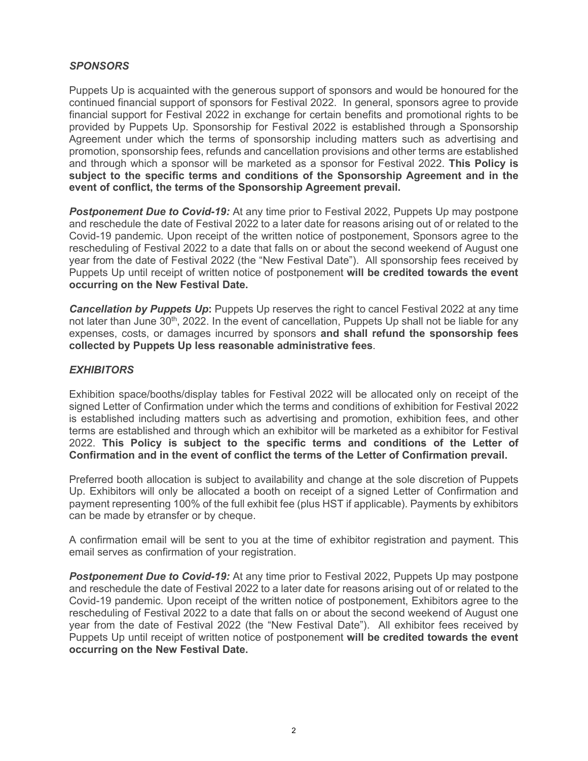### *SPONSORS*

Puppets Up is acquainted with the generous support of sponsors and would be honoured for the continued financial support of sponsors for Festival 2022. In general, sponsors agree to provide financial support for Festival 2022 in exchange for certain benefits and promotional rights to be provided by Puppets Up. Sponsorship for Festival 2022 is established through a Sponsorship Agreement under which the terms of sponsorship including matters such as advertising and promotion, sponsorship fees, refunds and cancellation provisions and other terms are established and through which a sponsor will be marketed as a sponsor for Festival 2022. **This Policy is subject to the specific terms and conditions of the Sponsorship Agreement and in the event of conflict, the terms of the Sponsorship Agreement prevail.**

***Postponement Due to Covid-19:*** At any time prior to Festival 2022, Puppets Up may postpone and reschedule the date of Festival 2022 to a later date for reasons arising out of or related to the Covid-19 pandemic. Upon receipt of the written notice of postponement, Sponsors agree to the rescheduling of Festival 2022 to a date that falls on or about the second weekend of August one year from the date of Festival 2022 (the "New Festival Date"). All sponsorship fees received by Puppets Up until receipt of written notice of postponement **will be credited towards the event occurring on the New Festival Date.**

***Cancellation by Puppets Up*:** Puppets Up reserves the right to cancel Festival 2022 at any time not later than June 30th, 2022. In the event of cancellation, Puppets Up shall not be liable for any expenses, costs, or damages incurred by sponsors **and shall refund the sponsorship fees collected by Puppets Up less reasonable administrative fees**.

### *EXHIBITORS*

Exhibition space/booths/display tables for Festival 2022 will be allocated only on receipt of the signed Letter of Confirmation under which the terms and conditions of exhibition for Festival 2022 is established including matters such as advertising and promotion, exhibition fees, and other terms are established and through which an exhibitor will be marketed as a exhibitor for Festival 2022. **This Policy is subject to the specific terms and conditions of the Letter of Confirmation and in the event of conflict the terms of the Letter of Confirmation prevail.**

Preferred booth allocation is subject to availability and change at the sole discretion of Puppets Up. Exhibitors will only be allocated a booth on receipt of a signed Letter of Confirmation and payment representing 100% of the full exhibit fee (plus HST if applicable). Payments by exhibitors can be made by etransfer or by cheque.

A confirmation email will be sent to you at the time of exhibitor registration and payment. This email serves as confirmation of your registration.

***Postponement Due to Covid-19:*** At any time prior to Festival 2022, Puppets Up may postpone and reschedule the date of Festival 2022 to a later date for reasons arising out of or related to the Covid-19 pandemic. Upon receipt of the written notice of postponement, Exhibitors agree to the rescheduling of Festival 2022 to a date that falls on or about the second weekend of August one year from the date of Festival 2022 (the "New Festival Date"). All exhibitor fees received by Puppets Up until receipt of written notice of postponement **will be credited towards the event occurring on the New Festival Date.**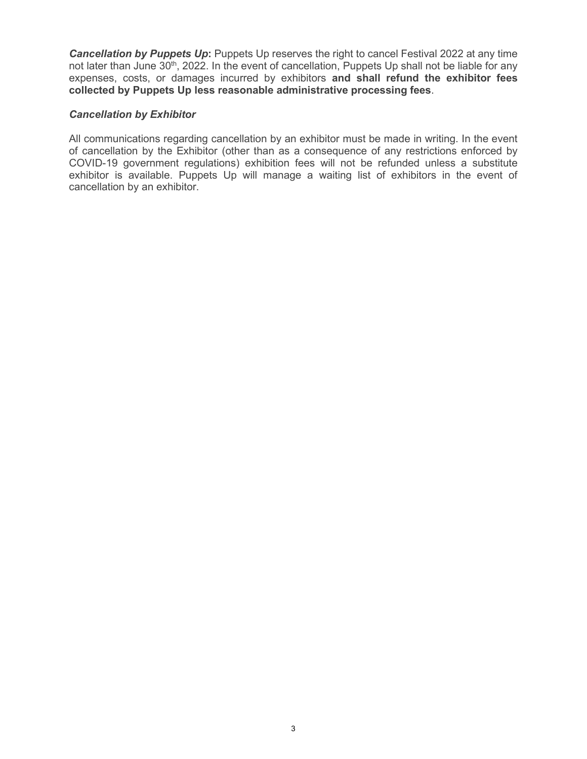***Cancellation by Puppets Up*:** Puppets Up reserves the right to cancel Festival 2022 at any time not later than June 30th, 2022. In the event of cancellation, Puppets Up shall not be liable for any expenses, costs, or damages incurred by exhibitors **and shall refund the exhibitor fees collected by Puppets Up less reasonable administrative processing fees**.

***Cancellation by Exhibitor***

All communications regarding cancellation by an exhibitor must be made in writing. In the event of cancellation by the Exhibitor (other than as a consequence of any restrictions enforced by COVID-19 government regulations) exhibition fees will not be refunded unless a substitute exhibitor is available. Puppets Up will manage a waiting list of exhibitors in the event of cancellation by an exhibitor.